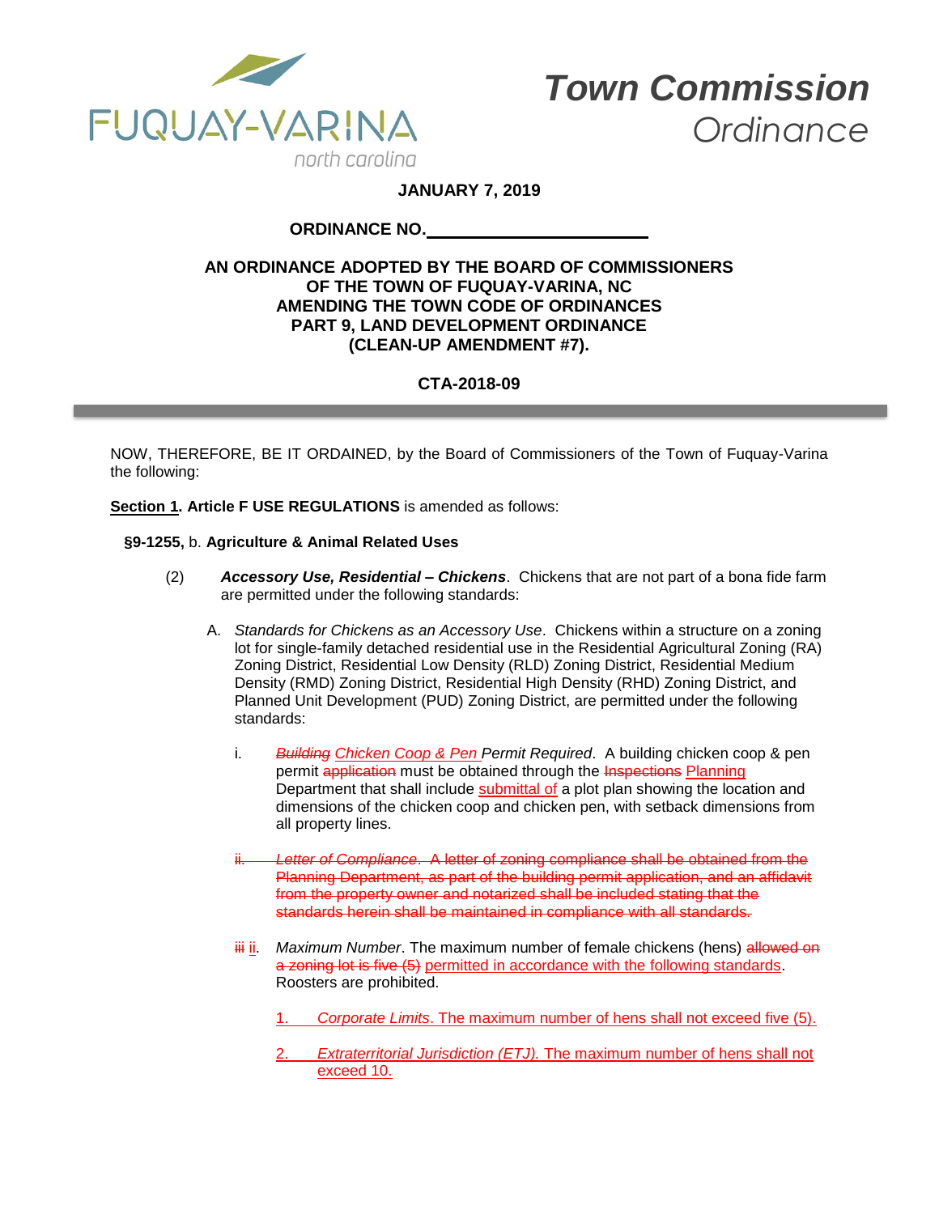FUQUAY-VARINA
north carolina

# Town Commission *Ordinance*

**JANUARY 7, 2019**

**ORDINANCE NO.\_\_\_\_\_\_\_\_\_\_\_\_\_\_\_\_\_\_\_\_\_\_**

**AN ORDINANCE ADOPTED BY THE BOARD OF COMMISSIONERS OF THE TOWN OF FUQUAY-VARINA, NC AMENDING THE TOWN CODE OF ORDINANCES PART 9, LAND DEVELOPMENT ORDINANCE (CLEAN-UP AMENDMENT #7).**

**CTA-2018-09**

---

NOW, THEREFORE, BE IT ORDAINED, by the Board of Commissioners of the Town of Fuquay-Varina the following:

**Section 1. Article F USE REGULATIONS** is amended as follows:

**§9-1255,** b. **Agriculture & Animal Related Uses**

(2) ***Accessory Use, Residential – Chickens***. Chickens that are not part of a bona fide farm are permitted under the following standards:

A. *Standards for Chickens as an Accessory Use*. Chickens within a structure on a zoning lot for single-family detached residential use in the Residential Agricultural Zoning (RA) Zoning District, Residential Low Density (RLD) Zoning District, Residential Medium Density (RMD) Zoning District, Residential High Density (RHD) Zoning District, and Planned Unit Development (PUD) Zoning District, are permitted under the following standards:

i. ~~*Building*~~ *Chicken Coop & Pen Permit Required*. A building chicken coop & pen permit ~~application~~ must be obtained through the ~~Inspections~~ Planning Department that shall include submittal of a plot plan showing the location and dimensions of the chicken coop and chicken pen, with setback dimensions from all property lines.

~~ii. *Letter of Compliance*. A letter of zoning compliance shall be obtained from the Planning Department, as part of the building permit application, and an affidavit from the property owner and notarized shall be included stating that the standards herein shall be maintained in compliance with all standards.~~

~~iii~~ ii. *Maximum Number*. The maximum number of female chickens (hens) ~~allowed on a zoning lot is five (5)~~ permitted in accordance with the following standards. Roosters are prohibited.

1. *Corporate Limits*. The maximum number of hens shall not exceed five (5).

2. *Extraterritorial Jurisdiction (ETJ).* The maximum number of hens shall not exceed 10.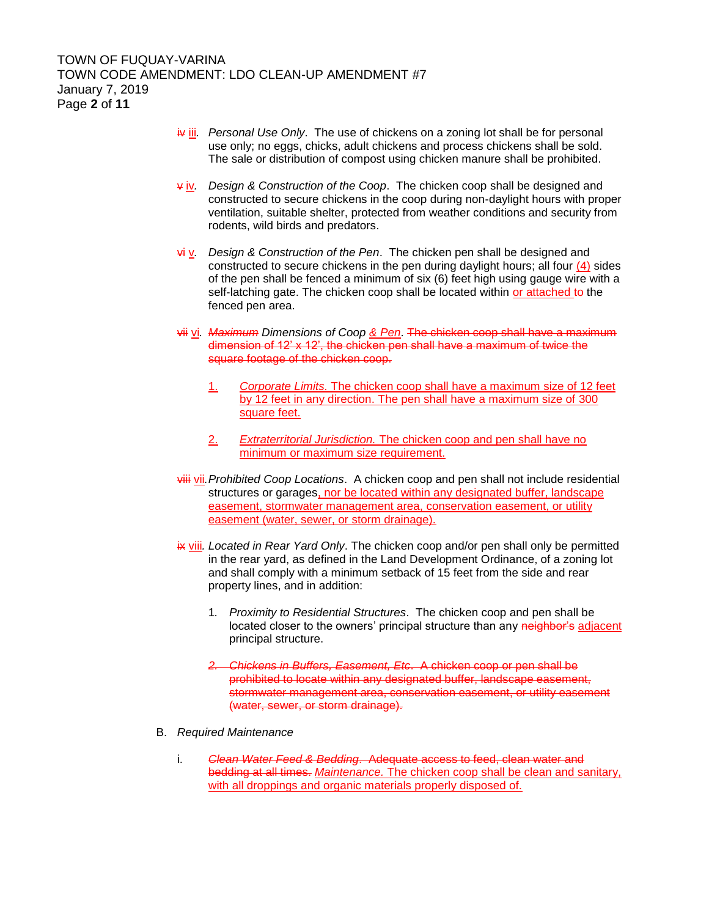~~iv~~ iii. *Personal Use Only*. The use of chickens on a zoning lot shall be for personal use only; no eggs, chicks, adult chickens and process chickens shall be sold. The sale or distribution of compost using chicken manure shall be prohibited.

~~v~~ iv. *Design & Construction of the Coop*. The chicken coop shall be designed and constructed to secure chickens in the coop during non-daylight hours with proper ventilation, suitable shelter, protected from weather conditions and security from rodents, wild birds and predators.

~~vi~~ v. *Design & Construction of the Pen*. The chicken pen shall be designed and constructed to secure chickens in the pen during daylight hours; all four (4) sides of the pen shall be fenced a minimum of six (6) feet high using gauge wire with a self-latching gate. The chicken coop shall be located within or attached to the fenced pen area.

~~vii~~ vi. ~~*Maximum*~~ *Dimensions of Coop & Pen*. ~~The chicken coop shall have a maximum dimension of 12' x 12', the chicken pen shall have a maximum of twice the square footage of the chicken coop.~~

1. *Corporate Limits.* The chicken coop shall have a maximum size of 12 feet by 12 feet in any direction. The pen shall have a maximum size of 300 square feet.

2. *Extraterritorial Jurisdiction.* The chicken coop and pen shall have no minimum or maximum size requirement.

~~viii~~ vii. *Prohibited Coop Locations*. A chicken coop and pen shall not include residential structures or garages, nor be located within any designated buffer, landscape easement, stormwater management area, conservation easement, or utility easement (water, sewer, or storm drainage).

~~ix~~ viii. *Located in Rear Yard Only*. The chicken coop and/or pen shall only be permitted in the rear yard, as defined in the Land Development Ordinance, of a zoning lot and shall comply with a minimum setback of 15 feet from the side and rear property lines, and in addition:

1. *Proximity to Residential Structures*. The chicken coop and pen shall be located closer to the owners' principal structure than any ~~neighbor's~~ adjacent principal structure.

~~2. *Chickens in Buffers, Easement, Etc*. A chicken coop or pen shall be prohibited to locate within any designated buffer, landscape easement, stormwater management area, conservation easement, or utility easement (water, sewer, or storm drainage).~~

B. *Required Maintenance*

i. ~~*Clean Water Feed & Bedding*. Adequate access to feed, clean water and bedding at all times.~~ *Maintenance.* The chicken coop shall be clean and sanitary, with all droppings and organic materials properly disposed of.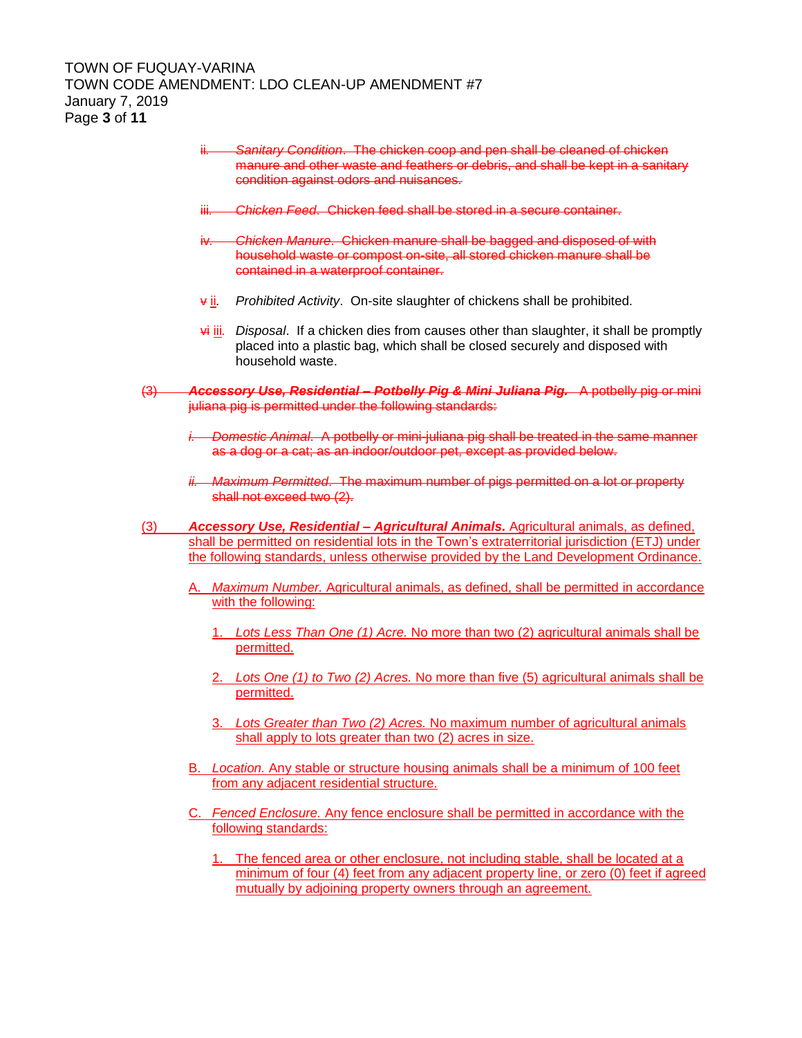~~ii. *Sanitary Condition*. The chicken coop and pen shall be cleaned of chicken manure and other waste and feathers or debris, and shall be kept in a sanitary condition against odors and nuisances.~~

~~iii. *Chicken Feed*. Chicken feed shall be stored in a secure container.~~

~~iv. *Chicken Manure*. Chicken manure shall be bagged and disposed of with household waste or compost on-site, all stored chicken manure shall be contained in a waterproof container.~~

~~v~~ <u>ii</u>. *Prohibited Activity*. On-site slaughter of chickens shall be prohibited.

~~vi~~ <u>iii</u>. *Disposal*. If a chicken dies from causes other than slaughter, it shall be promptly placed into a plastic bag, which shall be closed securely and disposed with household waste.

~~(3) ***Accessory Use, Residential – Potbelly Pig & Mini Juliana Pig.*** A potbelly pig or mini juliana pig is permitted under the following standards:~~

~~*i. Domestic Animal*. A potbelly or mini-juliana pig shall be treated in the same manner as a dog or a cat; as an indoor/outdoor pet, except as provided below.~~

~~*ii. Maximum Permitted*. The maximum number of pigs permitted on a lot or property shall not exceed two (2).~~

<u>(3) ***Accessory Use, Residential – Agricultural Animals.*** Agricultural animals, as defined, shall be permitted on residential lots in the Town's extraterritorial jurisdiction (ETJ) under the following standards, unless otherwise provided by the Land Development Ordinance.</u>

<u>A. *Maximum Number.* Agricultural animals, as defined, shall be permitted in accordance with the following:</u>

<u>1. *Lots Less Than One (1) Acre.* No more than two (2) agricultural animals shall be permitted.</u>

<u>2. *Lots One (1) to Two (2) Acres.* No more than five (5) agricultural animals shall be permitted.</u>

<u>3. *Lots Greater than Two (2) Acres.* No maximum number of agricultural animals shall apply to lots greater than two (2) acres in size.</u>

<u>B. *Location.* Any stable or structure housing animals shall be a minimum of 100 feet from any adjacent residential structure.</u>

<u>C. *Fenced Enclosure.* Any fence enclosure shall be permitted in accordance with the following standards:</u>

<u>1. The fenced area or other enclosure, not including stable, shall be located at a minimum of four (4) feet from any adjacent property line, or zero (0) feet if agreed mutually by adjoining property owners through an agreement.</u>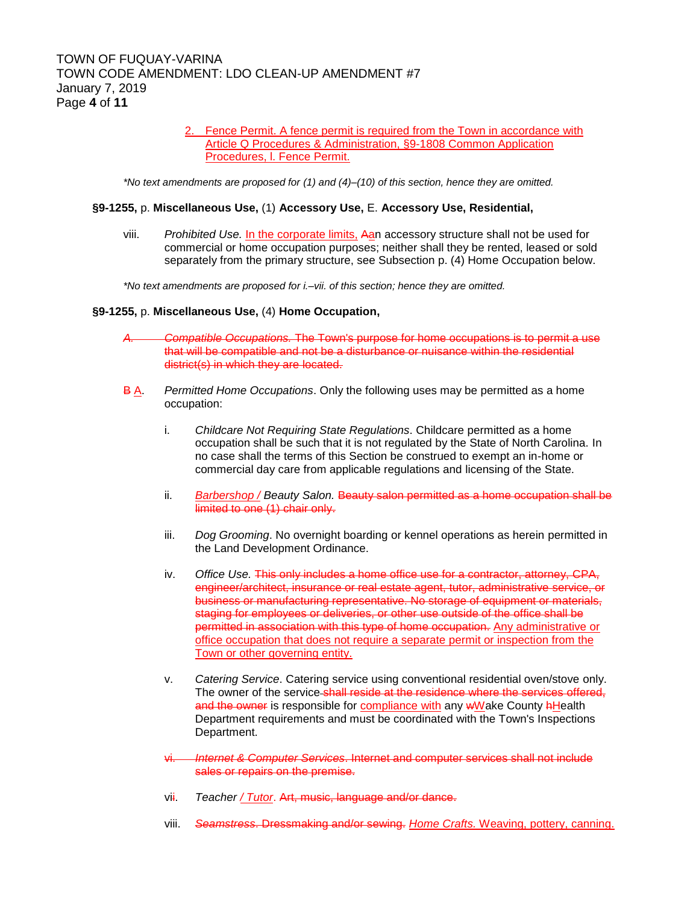2. Fence Permit. A fence permit is required from the Town in accordance with Article Q Procedures & Administration, §9-1808 Common Application Procedures, I. Fence Permit.

*\*No text amendments are proposed for (1) and (4)–(10) of this section, hence they are omitted.*

**§9-1255,** p. **Miscellaneous Use,** (1) **Accessory Use,** E. **Accessory Use, Residential,**

viii. *Prohibited Use.* In the corporate limits, ~~A~~an accessory structure shall not be used for commercial or home occupation purposes; neither shall they be rented, leased or sold separately from the primary structure, see Subsection p. (4) Home Occupation below.

*\*No text amendments are proposed for i.–vii. of this section; hence they are omitted.*

**§9-1255,** p. **Miscellaneous Use,** (4) **Home Occupation,**

~~*A. Compatible Occupations.* The Town's purpose for home occupations is to permit a use that will be compatible and not be a disturbance or nuisance within the residential district(s) in which they are located.~~

~~B~~ A. *Permitted Home Occupations*. Only the following uses may be permitted as a home occupation:

i. *Childcare Not Requiring State Regulations*. Childcare permitted as a home occupation shall be such that it is not regulated by the State of North Carolina. In no case shall the terms of this Section be construed to exempt an in-home or commercial day care from applicable regulations and licensing of the State.

ii. *Barbershop / Beauty Salon.* ~~Beauty salon permitted as a home occupation shall be limited to one (1) chair only.~~

iii. *Dog Grooming*. No overnight boarding or kennel operations as herein permitted in the Land Development Ordinance.

iv. *Office Use.* ~~This only includes a home office use for a contractor, attorney, CPA, engineer/architect, insurance or real estate agent, tutor, administrative service, or business or manufacturing representative. No storage of equipment or materials, staging for employees or deliveries, or other use outside of the office shall be permitted in association with this type of home occupation.~~ Any administrative or office occupation that does not require a separate permit or inspection from the Town or other governing entity.

v. *Catering Service*. Catering service using conventional residential oven/stove only. The owner of the service ~~shall reside at the residence where the services offered, and the owner~~ is responsible for compliance with any ~~w~~Wake County ~~h~~Health Department requirements and must be coordinated with the Town's Inspections Department.

~~vi. *Internet & Computer Services*. Internet and computer services shall not include sales or repairs on the premise.~~

vi~~i~~. *Teacher / Tutor*. ~~Art, music, language and/or dance.~~

viii. ~~*Seamstress*. Dressmaking and/or sewing.~~ *Home Crafts.* Weaving, pottery, canning.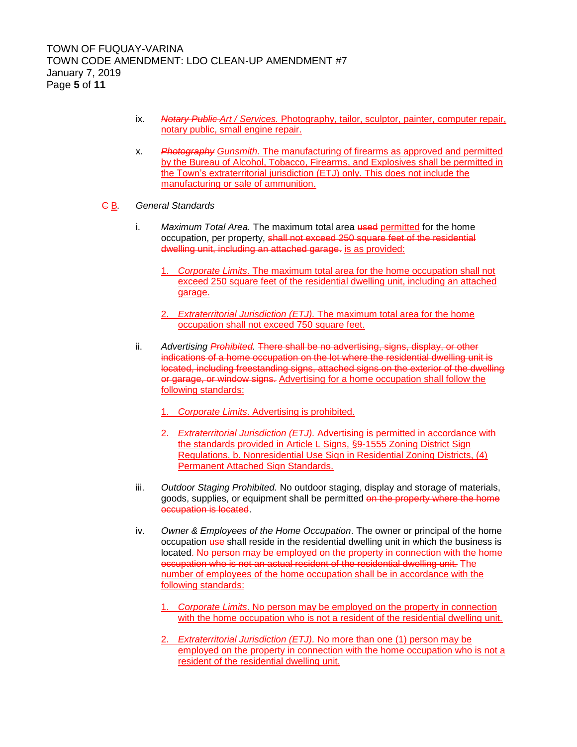ix. *~~Notary Public~~ Art / Services.* Photography, tailor, sculptor, painter, computer repair, notary public, small engine repair.

x. *~~Photography~~ Gunsmith.* The manufacturing of firearms as approved and permitted by the Bureau of Alcohol, Tobacco, Firearms, and Explosives shall be permitted in the Town's extraterritorial jurisdiction (ETJ) only. This does not include the manufacturing or sale of ammunition.

~~C~~ B. *General Standards*

i. *Maximum Total Area.* The maximum total area ~~used~~ permitted for the home occupation, per property, ~~shall not exceed 250 square feet of the residential dwelling unit, including an attached garage.~~ is as provided:

1. *Corporate Limits*. The maximum total area for the home occupation shall not exceed 250 square feet of the residential dwelling unit, including an attached garage.

2. *Extraterritorial Jurisdiction (ETJ).* The maximum total area for the home occupation shall not exceed 750 square feet.

ii. *Advertising ~~Prohibited~~.* ~~There shall be no advertising, signs, display, or other indications of a home occupation on the lot where the residential dwelling unit is located, including freestanding signs, attached signs on the exterior of the dwelling or garage, or window signs.~~ Advertising for a home occupation shall follow the following standards:

1. *Corporate Limits*. Advertising is prohibited.

2. *Extraterritorial Jurisdiction (ETJ).* Advertising is permitted in accordance with the standards provided in Article L Signs, §9-1555 Zoning District Sign Regulations, b. Nonresidential Use Sign in Residential Zoning Districts, (4) Permanent Attached Sign Standards.

iii. *Outdoor Staging Prohibited.* No outdoor staging, display and storage of materials, goods, supplies, or equipment shall be permitted ~~on the property where the home occupation is located~~.

iv. *Owner & Employees of the Home Occupation*. The owner or principal of the home occupation ~~use~~ shall reside in the residential dwelling unit in which the business is located. ~~No person may be employed on the property in connection with the home occupation who is not an actual resident of the residential dwelling unit.~~ The number of employees of the home occupation shall be in accordance with the following standards:

1. *Corporate Limits*. No person may be employed on the property in connection with the home occupation who is not a resident of the residential dwelling unit.

2. *Extraterritorial Jurisdiction (ETJ).* No more than one (1) person may be employed on the property in connection with the home occupation who is not a resident of the residential dwelling unit.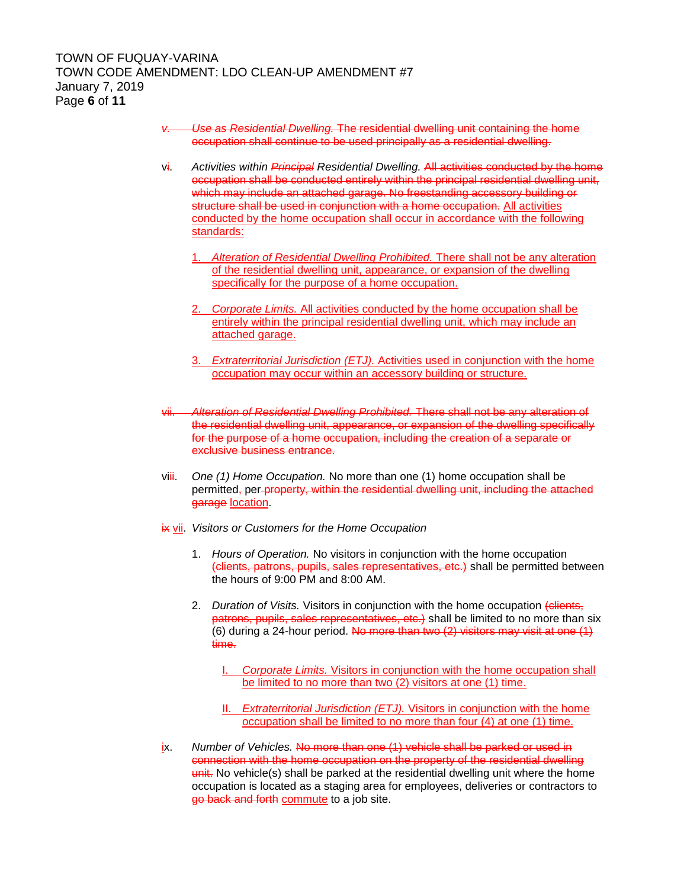~~v. *Use as Residential Dwelling.* The residential dwelling unit containing the home occupation shall continue to be used principally as a residential dwelling.~~

vi. *Activities within ~~Principal~~ Residential Dwelling.* ~~All activities conducted by the home occupation shall be conducted entirely within the principal residential dwelling unit, which may include an attached garage. No freestanding accessory building or structure shall be used in conjunction with a home occupation.~~ <u>All activities conducted by the home occupation shall occur in accordance with the following standards:</u>

<u>1. *Alteration of Residential Dwelling Prohibited.* There shall not be any alteration of the residential dwelling unit, appearance, or expansion of the dwelling specifically for the purpose of a home occupation.</u>

<u>2. *Corporate Limits.* All activities conducted by the home occupation shall be entirely within the principal residential dwelling unit, which may include an attached garage.</u>

<u>3. *Extraterritorial Jurisdiction (ETJ).* Activities used in conjunction with the home occupation may occur within an accessory building or structure.</u>

~~vii. *Alteration of Residential Dwelling Prohibited.* There shall not be any alteration of the residential dwelling unit, appearance, or expansion of the dwelling specifically for the purpose of a home occupation, including the creation of a separate or exclusive business entrance.~~

vi~~ii~~. *One (1) Home Occupation.* No more than one (1) home occupation shall be permitted~~,~~ per ~~property, within the residential dwelling unit, including the attached garage~~ <u>location</u>.

~~ix~~ <u>vii</u>. *Visitors or Customers for the Home Occupation*

1. *Hours of Operation.* No visitors in conjunction with the home occupation ~~(clients, patrons, pupils, sales representatives, etc.)~~ shall be permitted between the hours of 9:00 PM and 8:00 AM.

2. *Duration of Visits.* Visitors in conjunction with the home occupation ~~(clients, patrons, pupils, sales representatives, etc.)~~ shall be limited to no more than six (6) during a 24-hour period. ~~No more than two (2) visitors may visit at one (1) time.~~

   <u>I. *Corporate Limits.* Visitors in conjunction with the home occupation shall be limited to no more than two (2) visitors at one (1) time.</u>

   <u>II. *Extraterritorial Jurisdiction (ETJ).* Visitors in conjunction with the home occupation shall be limited to no more than four (4) at one (1) time.</u>

~~i~~x. *Number of Vehicles.* ~~No more than one (1) vehicle shall be parked or used in connection with the home occupation on the property of the residential dwelling unit.~~ No vehicle(s) shall be parked at the residential dwelling unit where the home occupation is located as a staging area for employees, deliveries or contractors to ~~go back and forth~~ <u>commute</u> to a job site.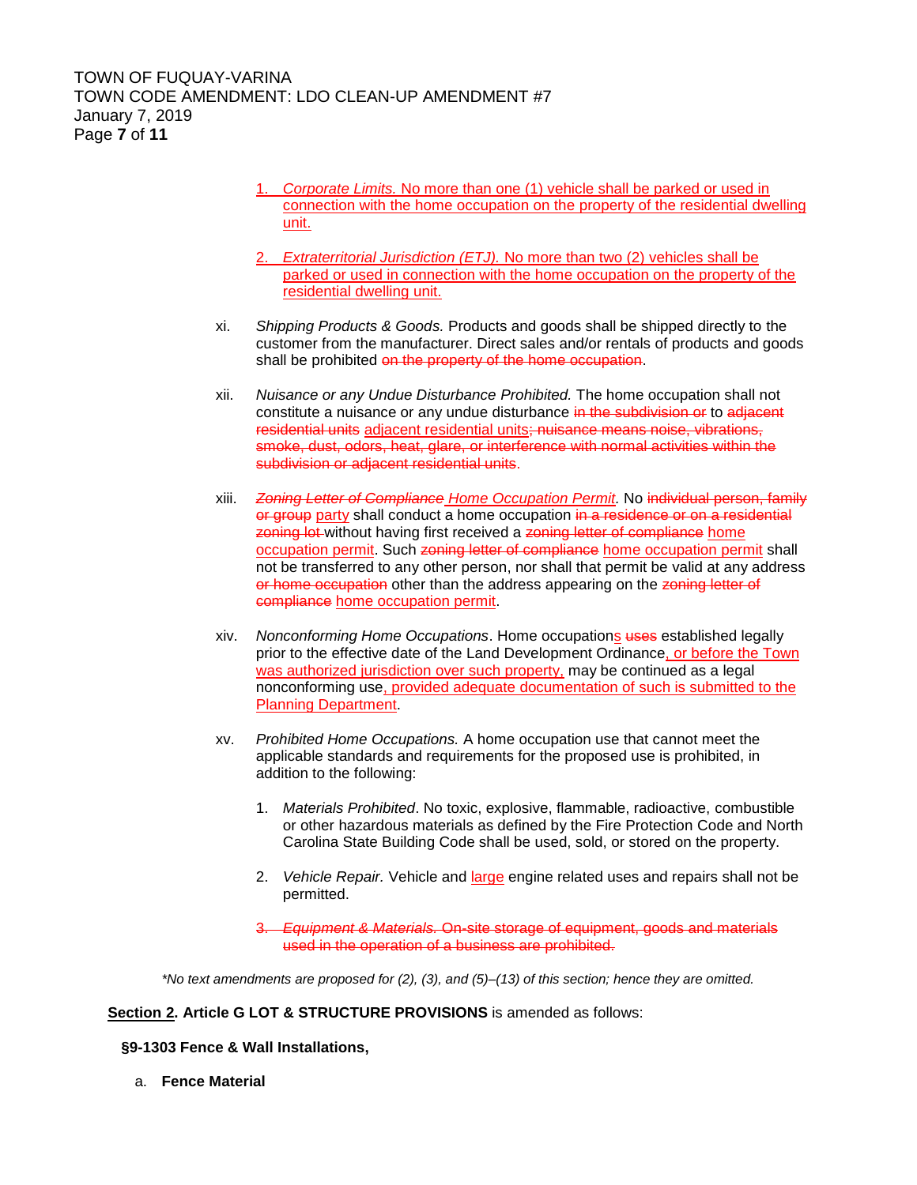1. *Corporate Limits.* No more than one (1) vehicle shall be parked or used in connection with the home occupation on the property of the residential dwelling unit.

2. *Extraterritorial Jurisdiction (ETJ).* No more than two (2) vehicles shall be parked or used in connection with the home occupation on the property of the residential dwelling unit.

xi. *Shipping Products & Goods.* Products and goods shall be shipped directly to the customer from the manufacturer. Direct sales and/or rentals of products and goods shall be prohibited ~~on the property of the home occupation~~.

xii. *Nuisance or any Undue Disturbance Prohibited.* The home occupation shall not constitute a nuisance or any undue disturbance ~~in the subdivision or~~ to ~~adjacent residential units~~ adjacent residential units~~; nuisance means noise, vibrations, smoke, dust, odors, heat, glare, or interference with normal activities within the subdivision or adjacent residential units~~.

xiii. ~~*Zoning Letter of Compliance*~~ *Home Occupation Permit.* No ~~individual person, family or group~~ party shall conduct a home occupation ~~in a residence or on a residential zoning lot~~ without having first received a ~~zoning letter of compliance~~ home occupation permit. Such ~~zoning letter of compliance~~ home occupation permit shall not be transferred to any other person, nor shall that permit be valid at any address ~~or home occupation~~ other than the address appearing on the ~~zoning letter of compliance~~ home occupation permit.

xiv. *Nonconforming Home Occupations*. Home occupations ~~uses~~ established legally prior to the effective date of the Land Development Ordinance, or before the Town was authorized jurisdiction over such property, may be continued as a legal nonconforming use, provided adequate documentation of such is submitted to the Planning Department.

xv. *Prohibited Home Occupations.* A home occupation use that cannot meet the applicable standards and requirements for the proposed use is prohibited, in addition to the following:

1. *Materials Prohibited*. No toxic, explosive, flammable, radioactive, combustible or other hazardous materials as defined by the Fire Protection Code and North Carolina State Building Code shall be used, sold, or stored on the property.

2. *Vehicle Repair.* Vehicle and large engine related uses and repairs shall not be permitted.

3. ~~*Equipment & Materials.* On-site storage of equipment, goods and materials used in the operation of a business are prohibited.~~

*\*No text amendments are proposed for (2), (3), and (5)–(13) of this section; hence they are omitted.*

**Section 2. Article G LOT & STRUCTURE PROVISIONS** is amended as follows:

**§9-1303 Fence & Wall Installations,**

a. **Fence Material**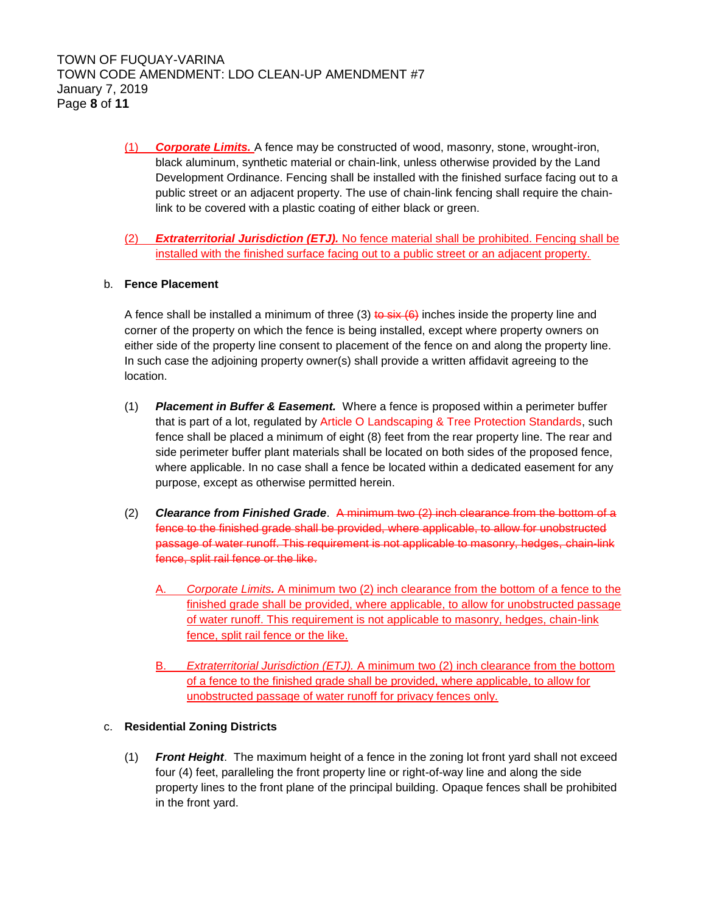(1) ***Corporate Limits.*** A fence may be constructed of wood, masonry, stone, wrought-iron, black aluminum, synthetic material or chain-link, unless otherwise provided by the Land Development Ordinance. Fencing shall be installed with the finished surface facing out to a public street or an adjacent property. The use of chain-link fencing shall require the chain-link to be covered with a plastic coating of either black or green.

(2) ***Extraterritorial Jurisdiction (ETJ).*** No fence material shall be prohibited. Fencing shall be installed with the finished surface facing out to a public street or an adjacent property.

b. **Fence Placement**

A fence shall be installed a minimum of three (3) ~~to six (6)~~ inches inside the property line and corner of the property on which the fence is being installed, except where property owners on either side of the property line consent to placement of the fence on and along the property line. In such case the adjoining property owner(s) shall provide a written affidavit agreeing to the location.

(1) ***Placement in Buffer & Easement.*** Where a fence is proposed within a perimeter buffer that is part of a lot, regulated by Article O Landscaping & Tree Protection Standards, such fence shall be placed a minimum of eight (8) feet from the rear property line. The rear and side perimeter buffer plant materials shall be located on both sides of the proposed fence, where applicable. In no case shall a fence be located within a dedicated easement for any purpose, except as otherwise permitted herein.

(2) ***Clearance from Finished Grade***. ~~A minimum two (2) inch clearance from the bottom of a fence to the finished grade shall be provided, where applicable, to allow for unobstructed passage of water runoff. This requirement is not applicable to masonry, hedges, chain-link fence, split rail fence or the like.~~

A. *Corporate Limits.* A minimum two (2) inch clearance from the bottom of a fence to the finished grade shall be provided, where applicable, to allow for unobstructed passage of water runoff. This requirement is not applicable to masonry, hedges, chain-link fence, split rail fence or the like.

B. *Extraterritorial Jurisdiction (ETJ).* A minimum two (2) inch clearance from the bottom of a fence to the finished grade shall be provided, where applicable, to allow for unobstructed passage of water runoff for privacy fences only.

c. **Residential Zoning Districts**

(1) ***Front Height***. The maximum height of a fence in the zoning lot front yard shall not exceed four (4) feet, paralleling the front property line or right-of-way line and along the side property lines to the front plane of the principal building. Opaque fences shall be prohibited in the front yard.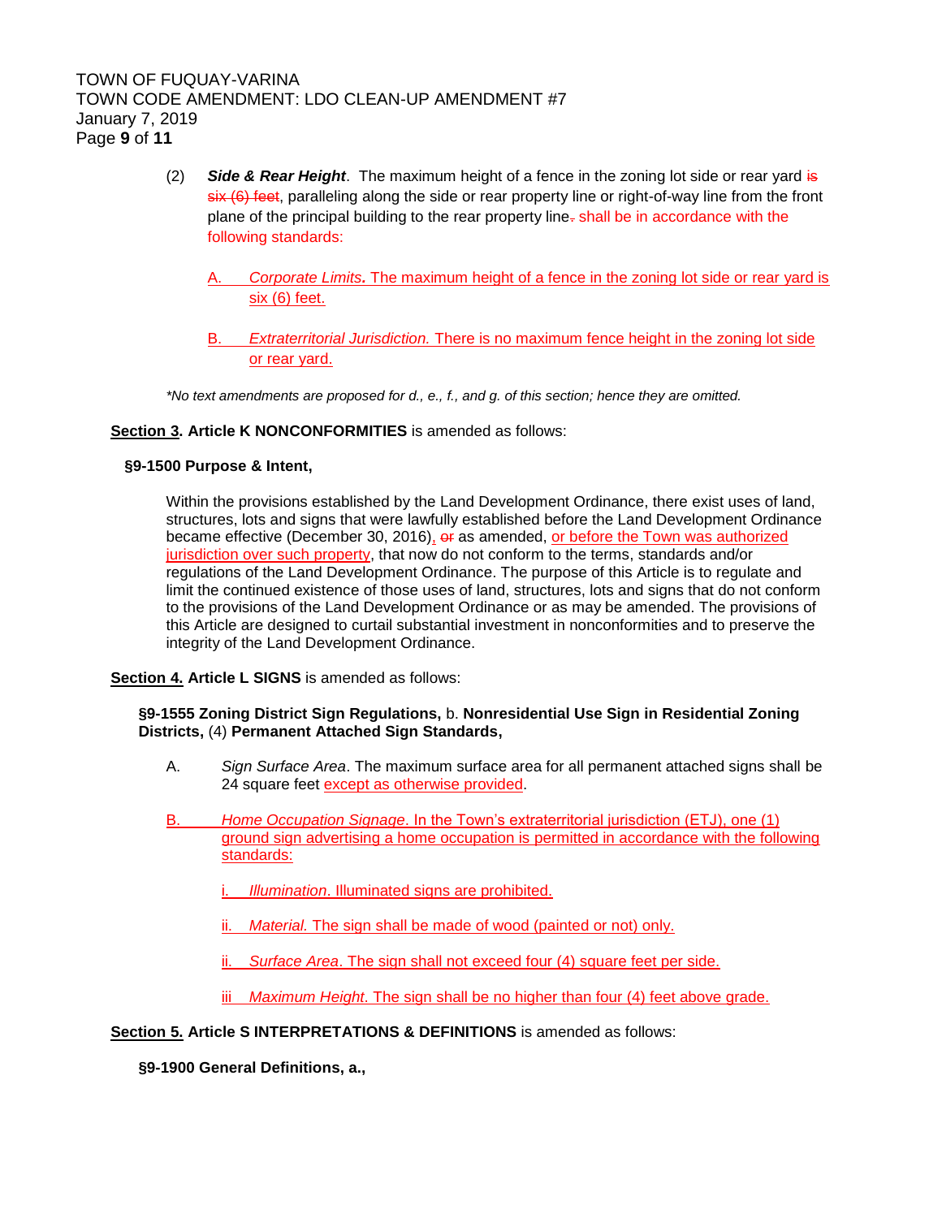(2) ***Side & Rear Height***. The maximum height of a fence in the zoning lot side or rear yard ~~is six (6) feet~~, paralleling along the side or rear property line or right-of-way line from the front plane of the principal building to the rear property line~~.~~ shall be in accordance with the following standards:

A. *Corporate Limits***.** The maximum height of a fence in the zoning lot side or rear yard is six (6) feet.

B. *Extraterritorial Jurisdiction.* There is no maximum fence height in the zoning lot side or rear yard.

*\*No text amendments are proposed for d., e., f., and g. of this section; hence they are omitted.*

**Section 3. Article K NONCONFORMITIES** is amended as follows:

**§9-1500 Purpose & Intent,**

Within the provisions established by the Land Development Ordinance, there exist uses of land, structures, lots and signs that were lawfully established before the Land Development Ordinance became effective (December 30, 2016), ~~or~~ as amended, or before the Town was authorized jurisdiction over such property, that now do not conform to the terms, standards and/or regulations of the Land Development Ordinance. The purpose of this Article is to regulate and limit the continued existence of those uses of land, structures, lots and signs that do not conform to the provisions of the Land Development Ordinance or as may be amended. The provisions of this Article are designed to curtail substantial investment in nonconformities and to preserve the integrity of the Land Development Ordinance.

**Section 4. Article L SIGNS** is amended as follows:

**§9-1555 Zoning District Sign Regulations,** b. **Nonresidential Use Sign in Residential Zoning Districts,** (4) **Permanent Attached Sign Standards,**

A. *Sign Surface Area*. The maximum surface area for all permanent attached signs shall be 24 square feet except as otherwise provided.

B. *Home Occupation Signage*. In the Town's extraterritorial jurisdiction (ETJ), one (1) ground sign advertising a home occupation is permitted in accordance with the following standards:

i. *Illumination*. Illuminated signs are prohibited.

ii. *Material.* The sign shall be made of wood (painted or not) only.

ii. *Surface Area*. The sign shall not exceed four (4) square feet per side.

iii *Maximum Height*. The sign shall be no higher than four (4) feet above grade.

**Section 5. Article S INTERPRETATIONS & DEFINITIONS** is amended as follows:

**§9-1900 General Definitions, a.,**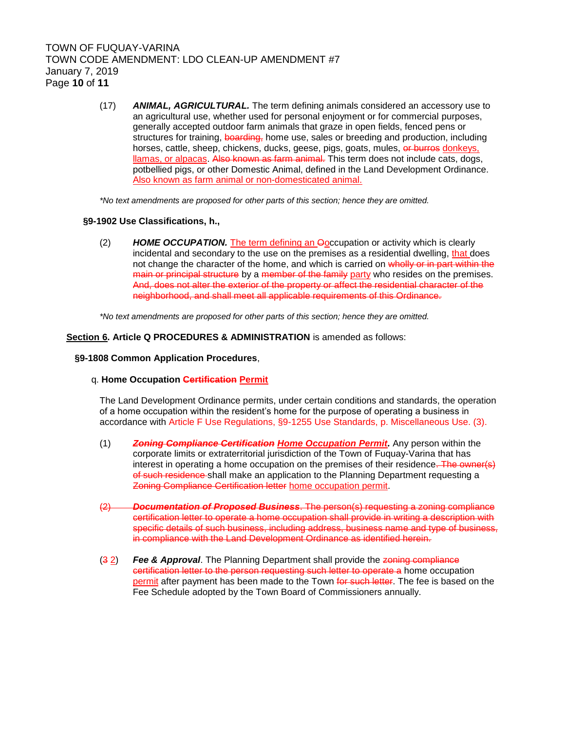(17) ***ANIMAL, AGRICULTURAL.*** The term defining animals considered an accessory use to an agricultural use, whether used for personal enjoyment or for commercial purposes, generally accepted outdoor farm animals that graze in open fields, fenced pens or structures for training, ~~boarding,~~ home use, sales or breeding and production, including horses, cattle, sheep, chickens, ducks, geese, pigs, goats, mules, ~~or burros~~ donkeys, llamas, or alpacas. ~~Also known as farm animal.~~ This term does not include cats, dogs, potbellied pigs, or other Domestic Animal, defined in the Land Development Ordinance. Also known as farm animal or non-domesticated animal.

*\*No text amendments are proposed for other parts of this section; hence they are omitted.*

**§9-1902 Use Classifications, h.,**

(2) ***HOME OCCUPATION.*** The term defining an ~~O~~occupation or activity which is clearly incidental and secondary to the use on the premises as a residential dwelling, that does not change the character of the home, and which is carried on ~~wholly or in part within the main or principal structure~~ by a ~~member of the family~~ party who resides on the premises. ~~And, does not alter the exterior of the property or affect the residential character of the neighborhood, and shall meet all applicable requirements of this Ordinance.~~

*\*No text amendments are proposed for other parts of this section; hence they are omitted.*

**Section 6. Article Q PROCEDURES & ADMINISTRATION** is amended as follows:

**§9-1808 Common Application Procedures**,

q. **Home Occupation ~~Certification~~ Permit**

The Land Development Ordinance permits, under certain conditions and standards, the operation of a home occupation within the resident's home for the purpose of operating a business in accordance with Article F Use Regulations, §9-1255 Use Standards, p. Miscellaneous Use. (3).

(1) ***~~Zoning Compliance Certification~~ Home Occupation Permit.*** Any person within the corporate limits or extraterritorial jurisdiction of the Town of Fuquay-Varina that has interest in operating a home occupation on the premises of their residence~~. The owner(s) of such residence~~ shall make an application to the Planning Department requesting a ~~Zoning Compliance Certification letter~~ home occupation permit.

~~(2) ***Documentation of Proposed Business***. The person(s) requesting a zoning compliance certification letter to operate a home occupation shall provide in writing a description with specific details of such business, including address, business name and type of business, in compliance with the Land Development Ordinance as identified herein.~~

(~~3~~ 2) ***Fee & Approval***. The Planning Department shall provide the ~~zoning compliance certification letter to the person requesting such letter to operate a~~ home occupation permit after payment has been made to the Town ~~for such letter~~. The fee is based on the Fee Schedule adopted by the Town Board of Commissioners annually.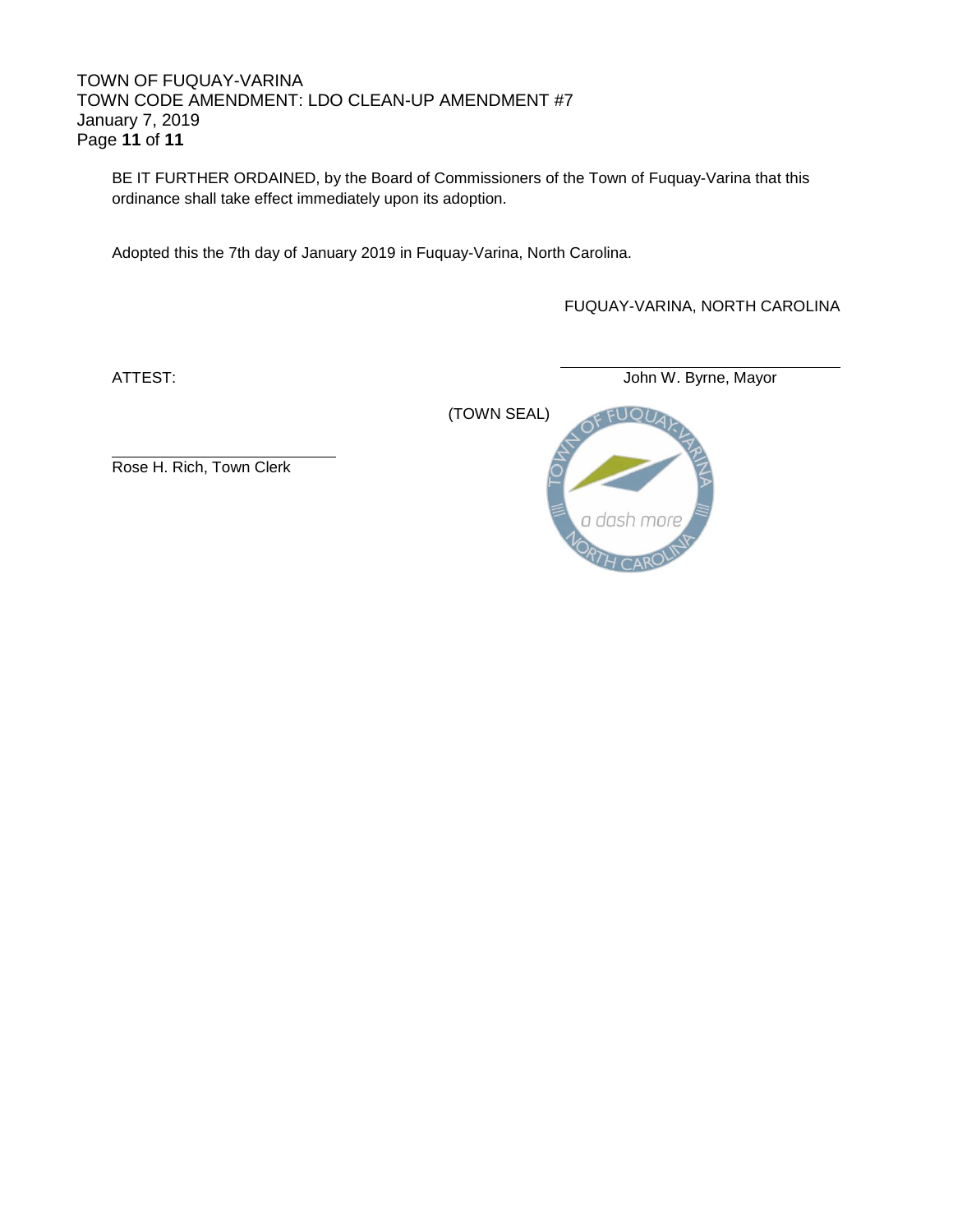BE IT FURTHER ORDAINED, by the Board of Commissioners of the Town of Fuquay-Varina that this ordinance shall take effect immediately upon its adoption.

Adopted this the 7th day of January 2019 in Fuquay-Varina, North Carolina.

FUQUAY-VARINA, NORTH CAROLINA

ATTEST:

\_\_\_\_\_\_\_\_\_\_\_\_\_\_\_\_\_\_\_\_\_\_\_\_\_\_\_\_
John W. Byrne, Mayor

(TOWN SEAL)

\_\_\_\_\_\_\_\_\_\_\_\_\_\_\_\_\_\_\_\_\_\_\_\_\_\_\_\_
Rose H. Rich, Town Clerk